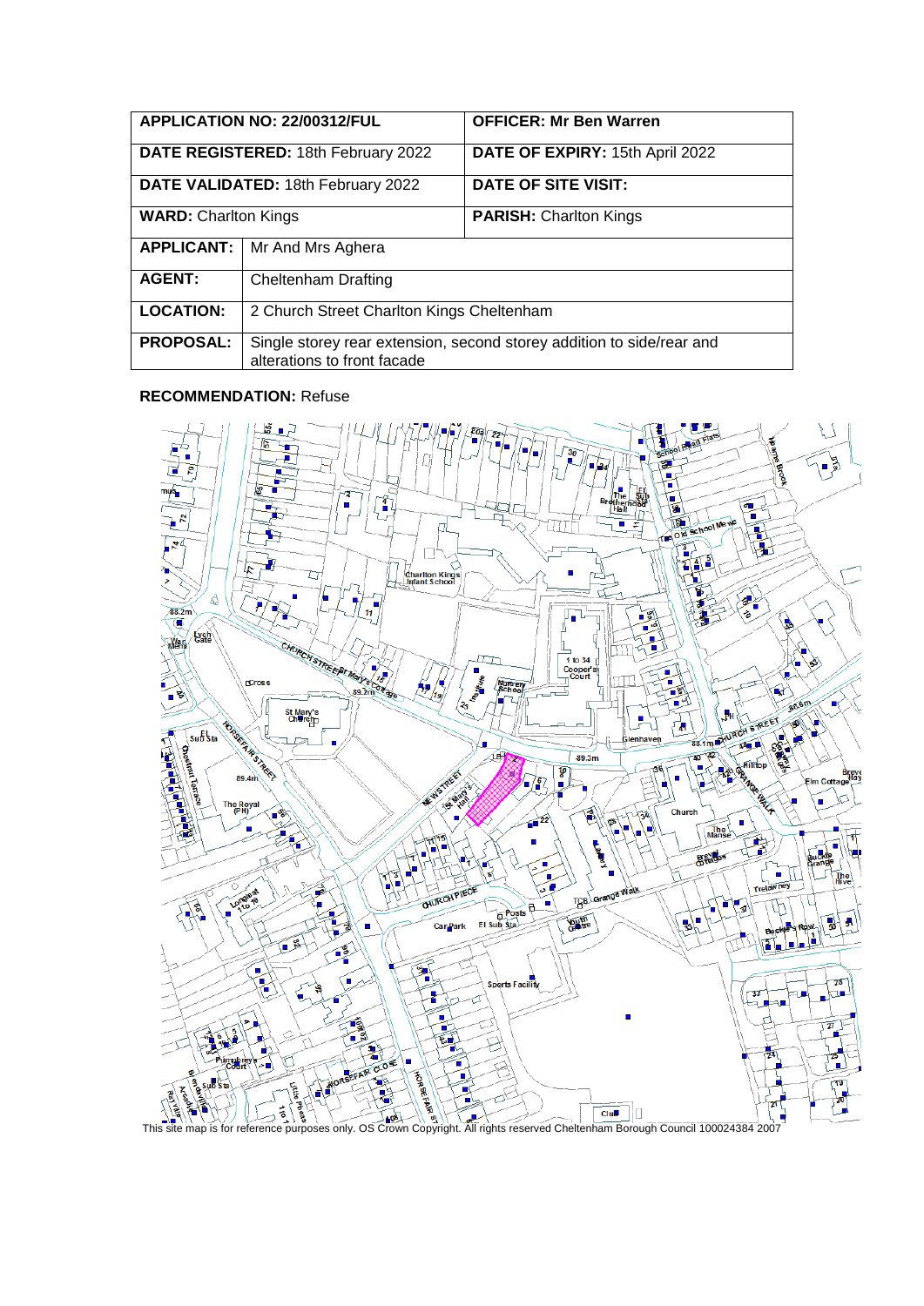| APPLICATION NO: 22/00312/FUL | | OFFICER: Mr Ben Warren |
|---|---|---|
| DATE REGISTERED: 18th February 2022 | | DATE OF EXPIRY: 15th April 2022 |
| DATE VALIDATED: 18th February 2022 | | DATE OF SITE VISIT: |
| WARD: Charlton Kings | | PARISH: Charlton Kings |
| APPLICANT: | Mr And Mrs Aghera | |
| AGENT: | Cheltenham Drafting | |
| LOCATION: | 2 Church Street Charlton Kings Cheltenham | |
| PROPOSAL: | Single storey rear extension, second storey addition to side/rear and alterations to front facade | |

**RECOMMENDATION:** Refuse

This site map is for reference purposes only. OS Crown Copyright. All rights reserved Cheltenham Borough Council 100024384 2007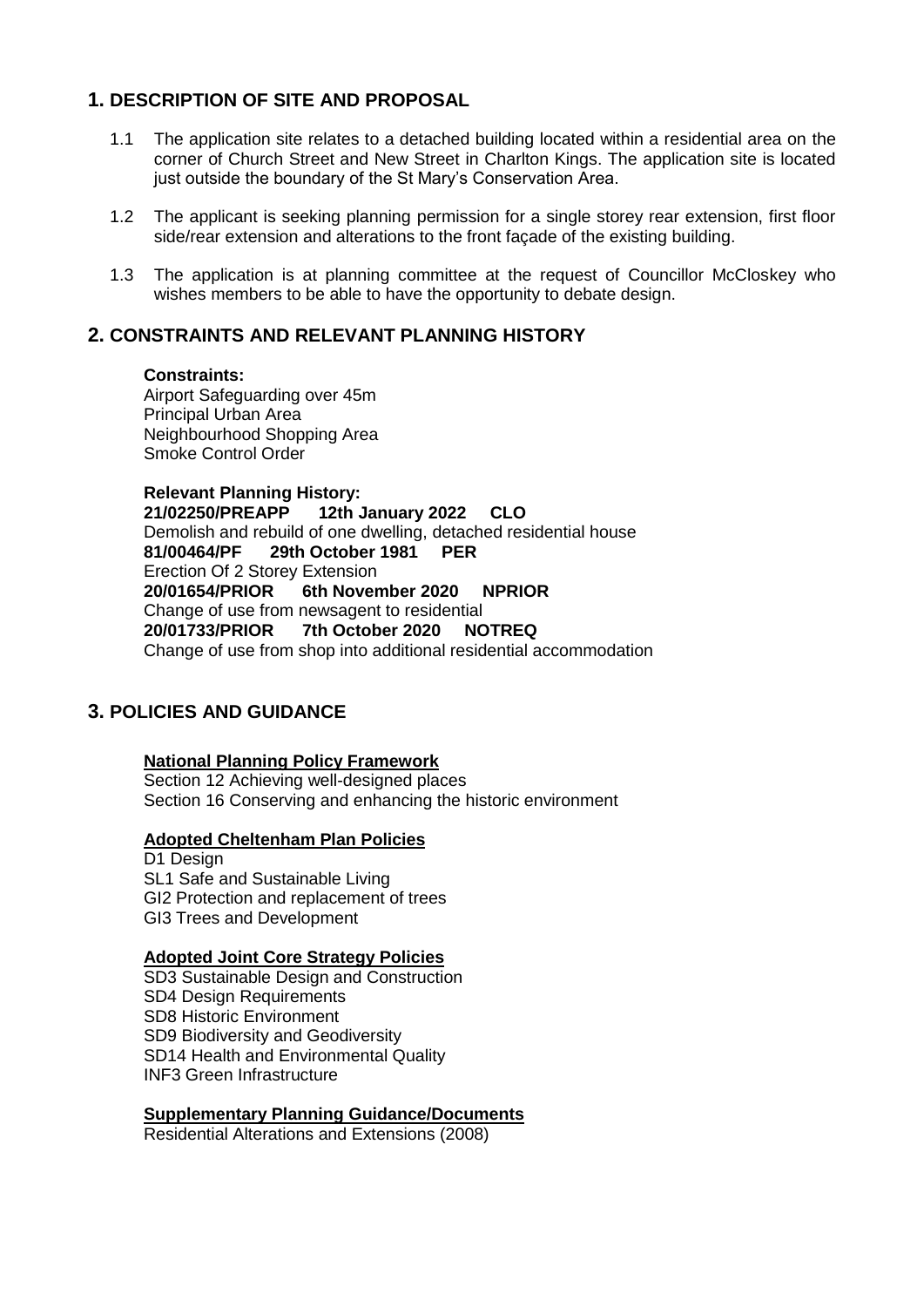## 1. DESCRIPTION OF SITE AND PROPOSAL

1.1 The application site relates to a detached building located within a residential area on the corner of Church Street and New Street in Charlton Kings. The application site is located just outside the boundary of the St Mary's Conservation Area.

1.2 The applicant is seeking planning permission for a single storey rear extension, first floor side/rear extension and alterations to the front façade of the existing building.

1.3 The application is at planning committee at the request of Councillor McCloskey who wishes members to be able to have the opportunity to debate design.

## 2. CONSTRAINTS AND RELEVANT PLANNING HISTORY

**Constraints:**
Airport Safeguarding over 45m
Principal Urban Area
Neighbourhood Shopping Area
Smoke Control Order

**Relevant Planning History:**
**21/02250/PREAPP 12th January 2022 CLO**
Demolish and rebuild of one dwelling, detached residential house
**81/00464/PF 29th October 1981 PER**
Erection Of 2 Storey Extension
**20/01654/PRIOR 6th November 2020 NPRIOR**
Change of use from newsagent to residential
**20/01733/PRIOR 7th October 2020 NOTREQ**
Change of use from shop into additional residential accommodation

## 3. POLICIES AND GUIDANCE

**National Planning Policy Framework**
Section 12 Achieving well-designed places
Section 16 Conserving and enhancing the historic environment

**Adopted Cheltenham Plan Policies**
D1 Design
SL1 Safe and Sustainable Living
GI2 Protection and replacement of trees
GI3 Trees and Development

**Adopted Joint Core Strategy Policies**
SD3 Sustainable Design and Construction
SD4 Design Requirements
SD8 Historic Environment
SD9 Biodiversity and Geodiversity
SD14 Health and Environmental Quality
INF3 Green Infrastructure

**Supplementary Planning Guidance/Documents**
Residential Alterations and Extensions (2008)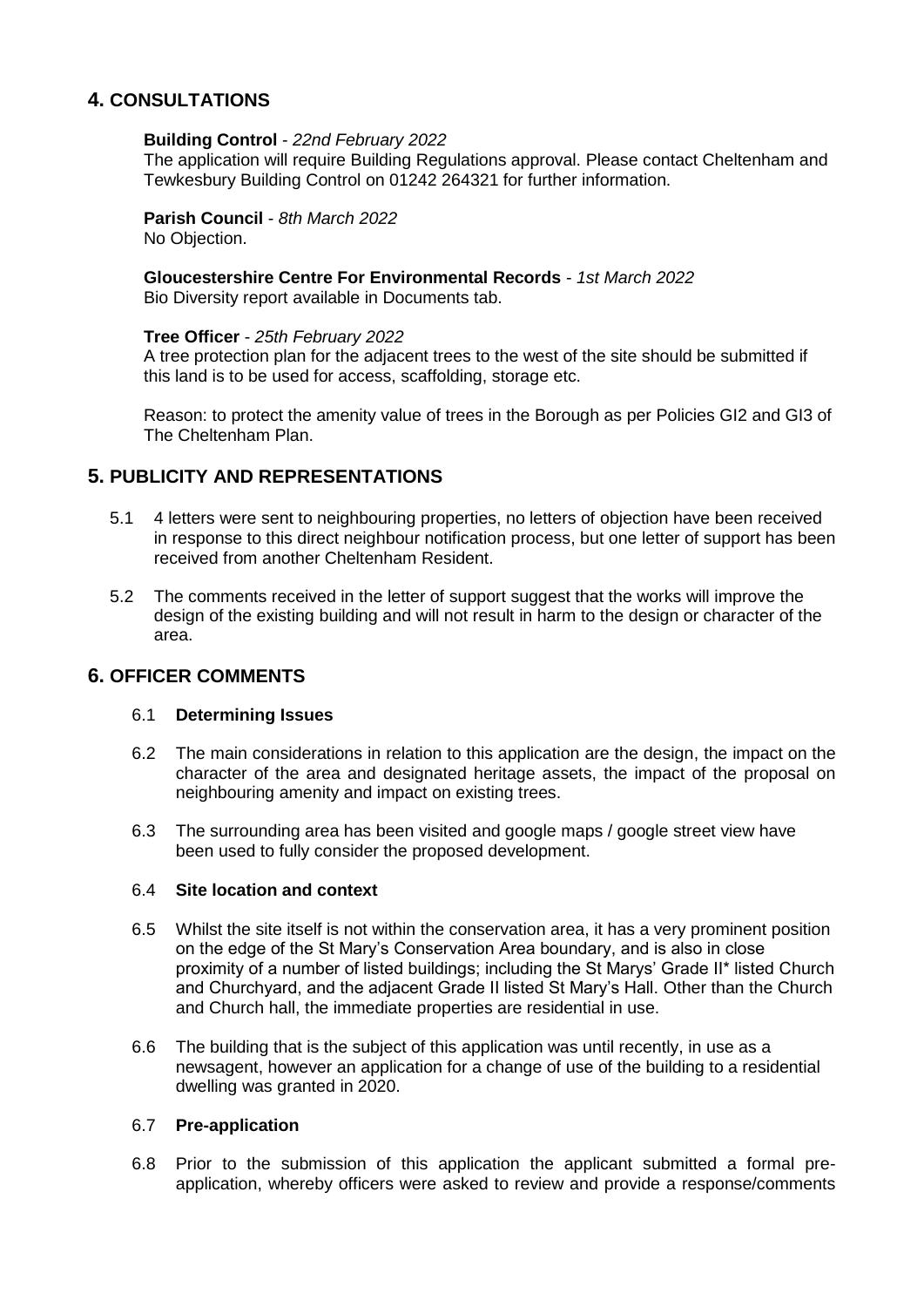## 4. CONSULTATIONS

**Building Control** - *22nd February 2022*
The application will require Building Regulations approval. Please contact Cheltenham and Tewkesbury Building Control on 01242 264321 for further information.

**Parish Council** - *8th March 2022*
No Objection.

**Gloucestershire Centre For Environmental Records** - *1st March 2022*
Bio Diversity report available in Documents tab.

**Tree Officer** - *25th February 2022*
A tree protection plan for the adjacent trees to the west of the site should be submitted if this land is to be used for access, scaffolding, storage etc.

Reason: to protect the amenity value of trees in the Borough as per Policies GI2 and GI3 of The Cheltenham Plan.

## 5. PUBLICITY AND REPRESENTATIONS

5.1 4 letters were sent to neighbouring properties, no letters of objection have been received in response to this direct neighbour notification process, but one letter of support has been received from another Cheltenham Resident.

5.2 The comments received in the letter of support suggest that the works will improve the design of the existing building and will not result in harm to the design or character of the area.

## 6. OFFICER COMMENTS

6.1 **Determining Issues**

6.2 The main considerations in relation to this application are the design, the impact on the character of the area and designated heritage assets, the impact of the proposal on neighbouring amenity and impact on existing trees.

6.3 The surrounding area has been visited and google maps / google street view have been used to fully consider the proposed development.

6.4 **Site location and context**

6.5 Whilst the site itself is not within the conservation area, it has a very prominent position on the edge of the St Mary's Conservation Area boundary, and is also in close proximity of a number of listed buildings; including the St Marys' Grade II* listed Church and Churchyard, and the adjacent Grade II listed St Mary's Hall. Other than the Church and Church hall, the immediate properties are residential in use.

6.6 The building that is the subject of this application was until recently, in use as a newsagent, however an application for a change of use of the building to a residential dwelling was granted in 2020.

6.7 **Pre-application**

6.8 Prior to the submission of this application the applicant submitted a formal pre-application, whereby officers were asked to review and provide a response/comments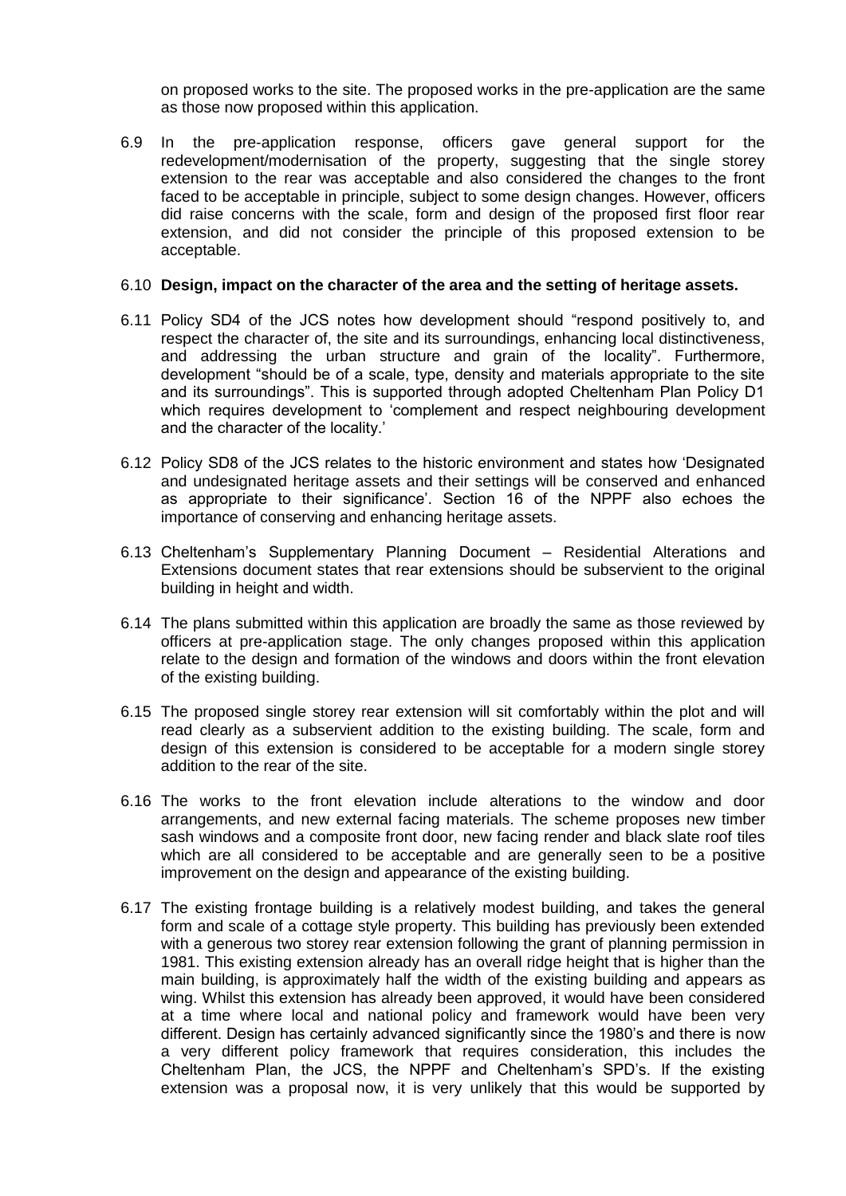on proposed works to the site. The proposed works in the pre-application are the same as those now proposed within this application.

6.9 In the pre-application response, officers gave general support for the redevelopment/modernisation of the property, suggesting that the single storey extension to the rear was acceptable and also considered the changes to the front faced to be acceptable in principle, subject to some design changes. However, officers did raise concerns with the scale, form and design of the proposed first floor rear extension, and did not consider the principle of this proposed extension to be acceptable.

6.10 **Design, impact on the character of the area and the setting of heritage assets.**

6.11 Policy SD4 of the JCS notes how development should "respond positively to, and respect the character of, the site and its surroundings, enhancing local distinctiveness, and addressing the urban structure and grain of the locality". Furthermore, development "should be of a scale, type, density and materials appropriate to the site and its surroundings". This is supported through adopted Cheltenham Plan Policy D1 which requires development to 'complement and respect neighbouring development and the character of the locality.'

6.12 Policy SD8 of the JCS relates to the historic environment and states how 'Designated and undesignated heritage assets and their settings will be conserved and enhanced as appropriate to their significance'. Section 16 of the NPPF also echoes the importance of conserving and enhancing heritage assets.

6.13 Cheltenham's Supplementary Planning Document – Residential Alterations and Extensions document states that rear extensions should be subservient to the original building in height and width.

6.14 The plans submitted within this application are broadly the same as those reviewed by officers at pre-application stage. The only changes proposed within this application relate to the design and formation of the windows and doors within the front elevation of the existing building.

6.15 The proposed single storey rear extension will sit comfortably within the plot and will read clearly as a subservient addition to the existing building. The scale, form and design of this extension is considered to be acceptable for a modern single storey addition to the rear of the site.

6.16 The works to the front elevation include alterations to the window and door arrangements, and new external facing materials. The scheme proposes new timber sash windows and a composite front door, new facing render and black slate roof tiles which are all considered to be acceptable and are generally seen to be a positive improvement on the design and appearance of the existing building.

6.17 The existing frontage building is a relatively modest building, and takes the general form and scale of a cottage style property. This building has previously been extended with a generous two storey rear extension following the grant of planning permission in 1981. This existing extension already has an overall ridge height that is higher than the main building, is approximately half the width of the existing building and appears as wing. Whilst this extension has already been approved, it would have been considered at a time where local and national policy and framework would have been very different. Design has certainly advanced significantly since the 1980's and there is now a very different policy framework that requires consideration, this includes the Cheltenham Plan, the JCS, the NPPF and Cheltenham's SPD's. If the existing extension was a proposal now, it is very unlikely that this would be supported by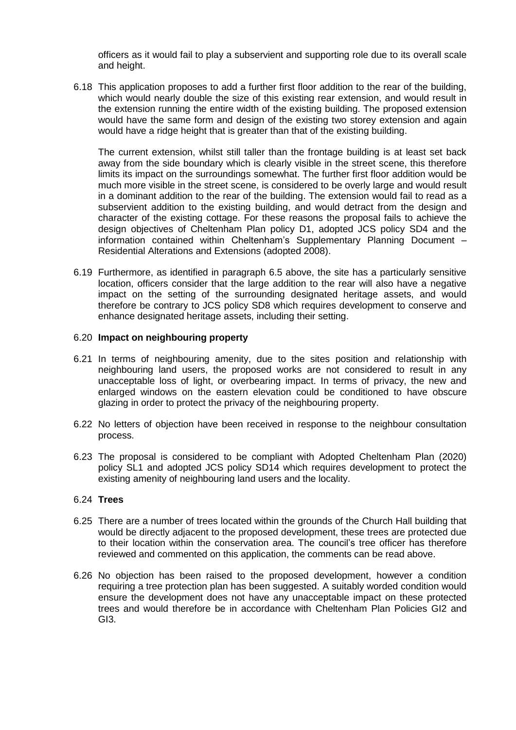officers as it would fail to play a subservient and supporting role due to its overall scale and height.

6.18 This application proposes to add a further first floor addition to the rear of the building, which would nearly double the size of this existing rear extension, and would result in the extension running the entire width of the existing building. The proposed extension would have the same form and design of the existing two storey extension and again would have a ridge height that is greater than that of the existing building.

The current extension, whilst still taller than the frontage building is at least set back away from the side boundary which is clearly visible in the street scene, this therefore limits its impact on the surroundings somewhat. The further first floor addition would be much more visible in the street scene, is considered to be overly large and would result in a dominant addition to the rear of the building. The extension would fail to read as a subservient addition to the existing building, and would detract from the design and character of the existing cottage. For these reasons the proposal fails to achieve the design objectives of Cheltenham Plan policy D1, adopted JCS policy SD4 and the information contained within Cheltenham's Supplementary Planning Document – Residential Alterations and Extensions (adopted 2008).

6.19 Furthermore, as identified in paragraph 6.5 above, the site has a particularly sensitive location, officers consider that the large addition to the rear will also have a negative impact on the setting of the surrounding designated heritage assets, and would therefore be contrary to JCS policy SD8 which requires development to conserve and enhance designated heritage assets, including their setting.

6.20 **Impact on neighbouring property**

6.21 In terms of neighbouring amenity, due to the sites position and relationship with neighbouring land users, the proposed works are not considered to result in any unacceptable loss of light, or overbearing impact. In terms of privacy, the new and enlarged windows on the eastern elevation could be conditioned to have obscure glazing in order to protect the privacy of the neighbouring property.

6.22 No letters of objection have been received in response to the neighbour consultation process.

6.23 The proposal is considered to be compliant with Adopted Cheltenham Plan (2020) policy SL1 and adopted JCS policy SD14 which requires development to protect the existing amenity of neighbouring land users and the locality.

6.24 **Trees**

6.25 There are a number of trees located within the grounds of the Church Hall building that would be directly adjacent to the proposed development, these trees are protected due to their location within the conservation area. The council's tree officer has therefore reviewed and commented on this application, the comments can be read above.

6.26 No objection has been raised to the proposed development, however a condition requiring a tree protection plan has been suggested. A suitably worded condition would ensure the development does not have any unacceptable impact on these protected trees and would therefore be in accordance with Cheltenham Plan Policies GI2 and GI3.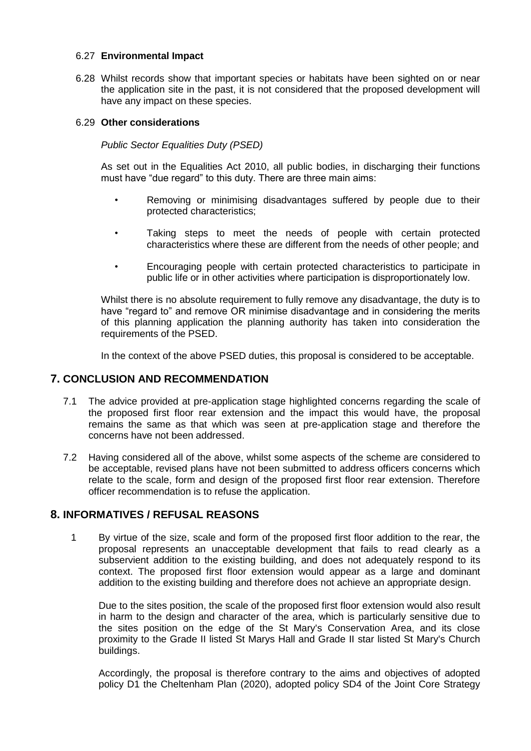6.27 **Environmental Impact**

6.28 Whilst records show that important species or habitats have been sighted on or near the application site in the past, it is not considered that the proposed development will have any impact on these species.

6.29 **Other considerations**

*Public Sector Equalities Duty (PSED)*

As set out in the Equalities Act 2010, all public bodies, in discharging their functions must have "due regard" to this duty. There are three main aims:

- Removing or minimising disadvantages suffered by people due to their protected characteristics;
- Taking steps to meet the needs of people with certain protected characteristics where these are different from the needs of other people; and
- Encouraging people with certain protected characteristics to participate in public life or in other activities where participation is disproportionately low.

Whilst there is no absolute requirement to fully remove any disadvantage, the duty is to have "regard to" and remove OR minimise disadvantage and in considering the merits of this planning application the planning authority has taken into consideration the requirements of the PSED.

In the context of the above PSED duties, this proposal is considered to be acceptable.

## 7. CONCLUSION AND RECOMMENDATION

7.1 The advice provided at pre-application stage highlighted concerns regarding the scale of the proposed first floor rear extension and the impact this would have, the proposal remains the same as that which was seen at pre-application stage and therefore the concerns have not been addressed.

7.2 Having considered all of the above, whilst some aspects of the scheme are considered to be acceptable, revised plans have not been submitted to address officers concerns which relate to the scale, form and design of the proposed first floor rear extension. Therefore officer recommendation is to refuse the application.

## 8. INFORMATIVES / REFUSAL REASONS

1 By virtue of the size, scale and form of the proposed first floor addition to the rear, the proposal represents an unacceptable development that fails to read clearly as a subservient addition to the existing building, and does not adequately respond to its context. The proposed first floor extension would appear as a large and dominant addition to the existing building and therefore does not achieve an appropriate design.

Due to the sites position, the scale of the proposed first floor extension would also result in harm to the design and character of the area, which is particularly sensitive due to the sites position on the edge of the St Mary's Conservation Area, and its close proximity to the Grade II listed St Marys Hall and Grade II star listed St Mary's Church buildings.

Accordingly, the proposal is therefore contrary to the aims and objectives of adopted policy D1 the Cheltenham Plan (2020), adopted policy SD4 of the Joint Core Strategy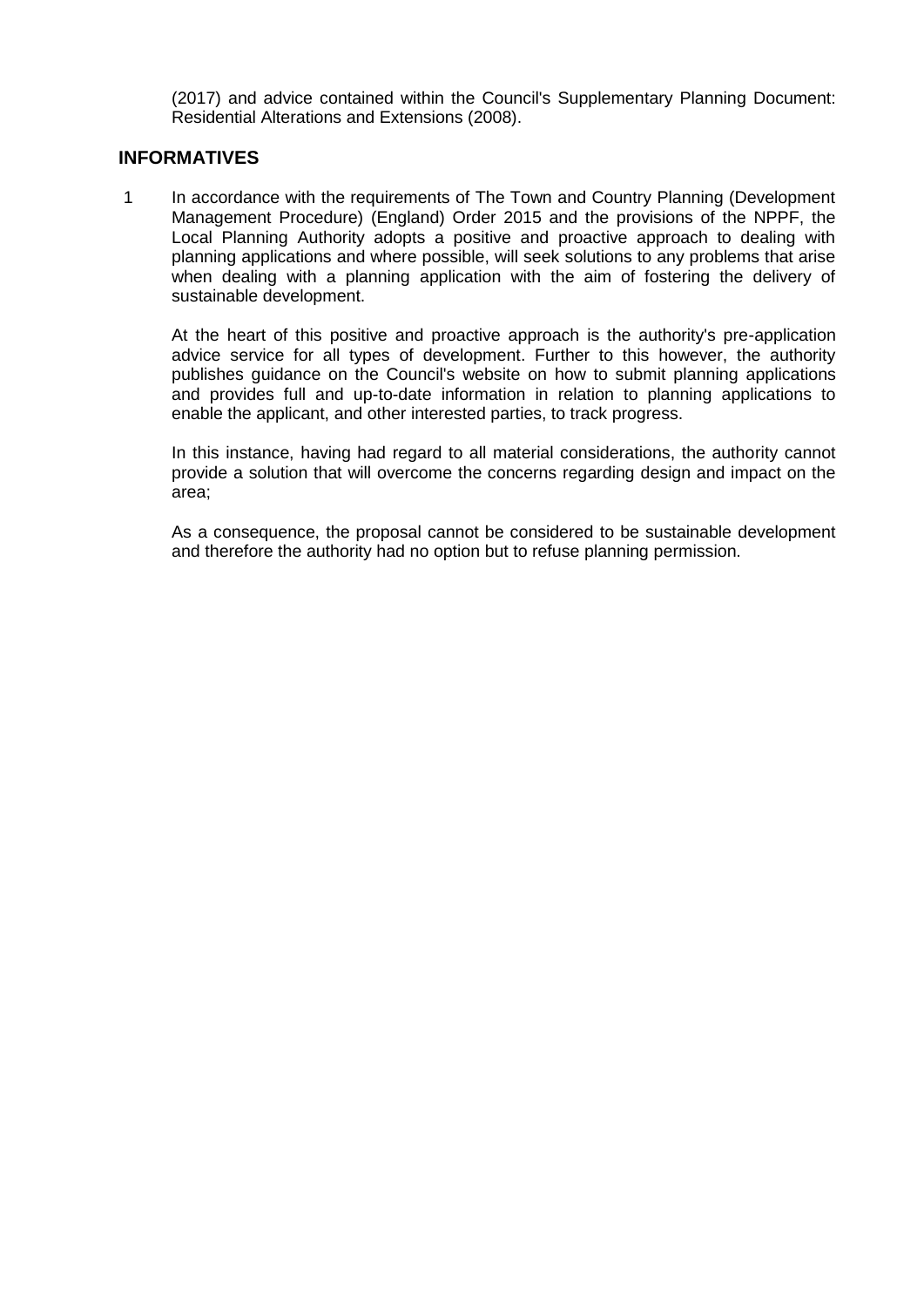(2017) and advice contained within the Council's Supplementary Planning Document: Residential Alterations and Extensions (2008).

## INFORMATIVES

1 In accordance with the requirements of The Town and Country Planning (Development Management Procedure) (England) Order 2015 and the provisions of the NPPF, the Local Planning Authority adopts a positive and proactive approach to dealing with planning applications and where possible, will seek solutions to any problems that arise when dealing with a planning application with the aim of fostering the delivery of sustainable development.

At the heart of this positive and proactive approach is the authority's pre-application advice service for all types of development. Further to this however, the authority publishes guidance on the Council's website on how to submit planning applications and provides full and up-to-date information in relation to planning applications to enable the applicant, and other interested parties, to track progress.

In this instance, having had regard to all material considerations, the authority cannot provide a solution that will overcome the concerns regarding design and impact on the area;

As a consequence, the proposal cannot be considered to be sustainable development and therefore the authority had no option but to refuse planning permission.